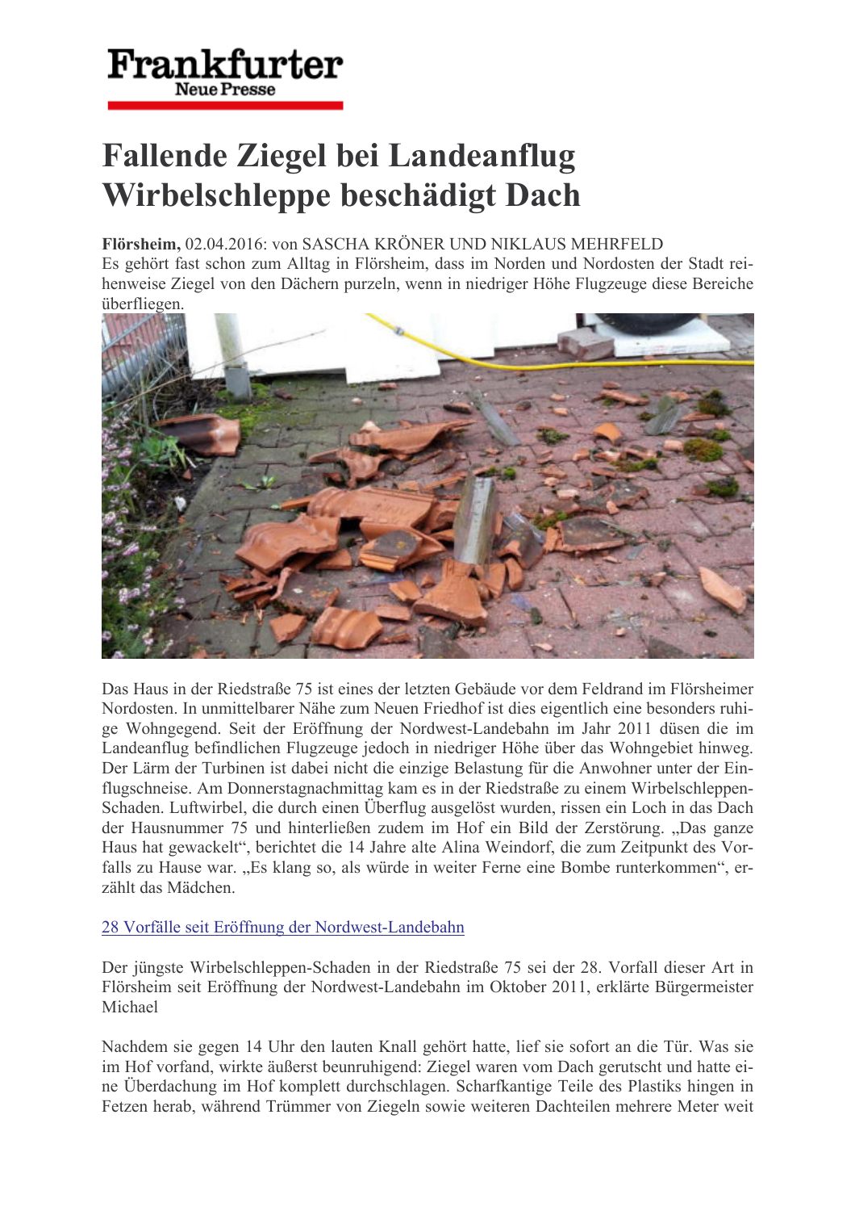Frankfurter Neue Presse

# Fallende Ziegel bei Landeanflug Wirbelschleppe beschädigt Dach

**Flörsheim,** 02.04.2016: von SASCHA KRÖNER UND NIKLAUS MEHRFELD
Es gehört fast schon zum Alltag in Flörsheim, dass im Norden und Nordosten der Stadt reihenweise Ziegel von den Dächern purzeln, wenn in niedriger Höhe Flugzeuge diese Bereiche überfliegen.

Das Haus in der Riedstraße 75 ist eines der letzten Gebäude vor dem Feldrand im Flörsheimer Nordosten. In unmittelbarer Nähe zum Neuen Friedhof ist dies eigentlich eine besonders ruhige Wohngegend. Seit der Eröffnung der Nordwest-Landebahn im Jahr 2011 düsen die im Landeanflug befindlichen Flugzeuge jedoch in niedriger Höhe über das Wohngebiet hinweg. Der Lärm der Turbinen ist dabei nicht die einzige Belastung für die Anwohner unter der Einflugschneise. Am Donnerstagnachmittag kam es in der Riedstraße zu einem Wirbelschleppen-Schaden. Luftwirbel, die durch einen Überflug ausgelöst wurden, rissen ein Loch in das Dach der Hausnummer 75 und hinterließen zudem im Hof ein Bild der Zerstörung. „Das ganze Haus hat gewackelt", berichtet die 14 Jahre alte Alina Weindorf, die zum Zeitpunkt des Vorfalls zu Hause war. „Es klang so, als würde in weiter Ferne eine Bombe runterkommen", erzählt das Mädchen.

28 Vorfälle seit Eröffnung der Nordwest-Landebahn

Der jüngste Wirbelschleppen-Schaden in der Riedstraße 75 sei der 28. Vorfall dieser Art in Flörsheim seit Eröffnung der Nordwest-Landebahn im Oktober 2011, erklärte Bürgermeister Michael

Nachdem sie gegen 14 Uhr den lauten Knall gehört hatte, lief sie sofort an die Tür. Was sie im Hof vorfand, wirkte äußerst beunruhigend: Ziegel waren vom Dach gerutscht und hatte eine Überdachung im Hof komplett durchschlagen. Scharfkantige Teile des Plastiks hingen in Fetzen herab, während Trümmer von Ziegeln sowie weiteren Dachteilen mehrere Meter weit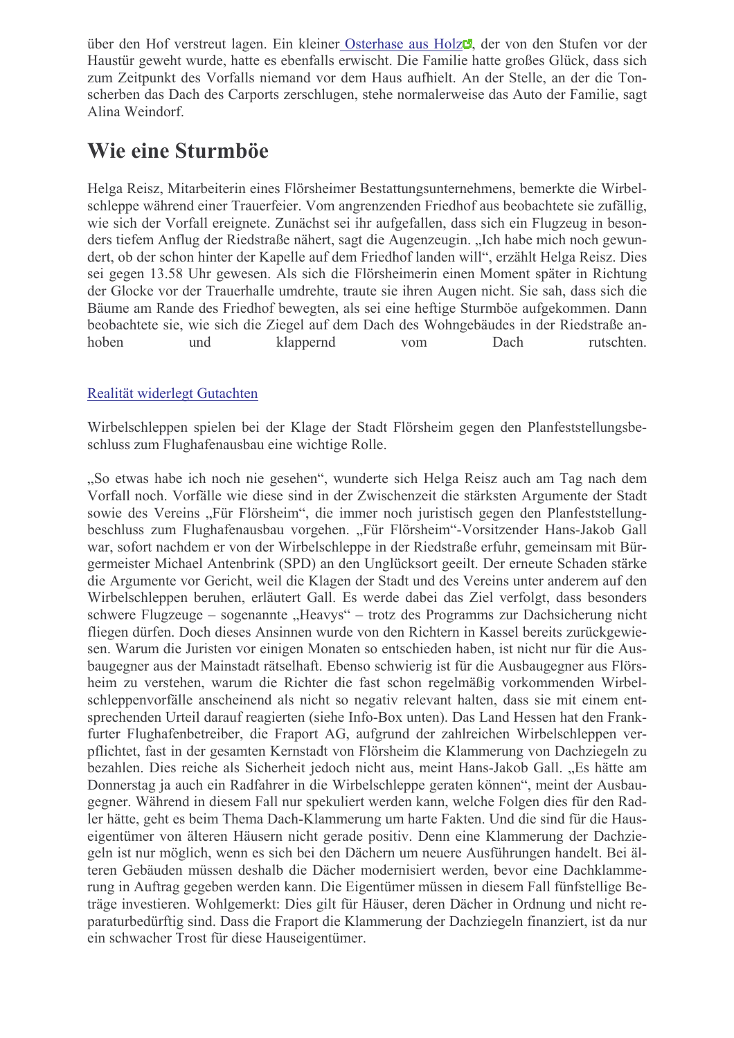über den Hof verstreut lagen. Ein kleiner Osterhase aus Holz, der von den Stufen vor der Haustür geweht wurde, hatte es ebenfalls erwischt. Die Familie hatte großes Glück, dass sich zum Zeitpunkt des Vorfalls niemand vor dem Haus aufhielt. An der Stelle, an der die Tonscherben das Dach des Carports zerschlugen, stehe normalerweise das Auto der Familie, sagt Alina Weindorf.

## Wie eine Sturmböe

Helga Reisz, Mitarbeiterin eines Flörsheimer Bestattungsunternehmens, bemerkte die Wirbelschleppe während einer Trauerfeier. Vom angrenzenden Friedhof aus beobachtete sie zufällig, wie sich der Vorfall ereignete. Zunächst sei ihr aufgefallen, dass sich ein Flugzeug in besonders tiefem Anflug der Riedstraße nähert, sagt die Augenzeugin. „Ich habe mich noch gewundert, ob der schon hinter der Kapelle auf dem Friedhof landen will", erzählt Helga Reisz. Dies sei gegen 13.58 Uhr gewesen. Als sich die Flörsheimerin einen Moment später in Richtung der Glocke vor der Trauerhalle umdrehte, traute sie ihren Augen nicht. Sie sah, dass sich die Bäume am Rande des Friedhof bewegten, als sei eine heftige Sturmböe aufgekommen. Dann beobachtete sie, wie sich die Ziegel auf dem Dach des Wohngebäudes in der Riedstraße anhoben und klappernd vom Dach rutschten.

Realität widerlegt Gutachten

Wirbelschleppen spielen bei der Klage der Stadt Flörsheim gegen den Planfeststellungsbeschluss zum Flughafenausbau eine wichtige Rolle.

„So etwas habe ich noch nie gesehen", wunderte sich Helga Reisz auch am Tag nach dem Vorfall noch. Vorfälle wie diese sind in der Zwischenzeit die stärksten Argumente der Stadt sowie des Vereins „Für Flörsheim", die immer noch juristisch gegen den Planfeststellungbeschluss zum Flughafenausbau vorgehen. „Für Flörsheim"-Vorsitzender Hans-Jakob Gall war, sofort nachdem er von der Wirbelschleppe in der Riedstraße erfuhr, gemeinsam mit Bürgermeister Michael Antenbrink (SPD) an den Unglücksort geeilt. Der erneute Schaden stärke die Argumente vor Gericht, weil die Klagen der Stadt und des Vereins unter anderem auf den Wirbelschleppen beruhen, erläutert Gall. Es werde dabei das Ziel verfolgt, dass besonders schwere Flugzeuge – sogenannte „Heavys" – trotz des Programms zur Dachsicherung nicht fliegen dürfen. Doch dieses Ansinnen wurde von den Richtern in Kassel bereits zurückgewiesen. Warum die Juristen vor einigen Monaten so entschieden haben, ist nicht nur für die Ausbaugegner aus der Mainstadt rätselhaft. Ebenso schwierig ist für die Ausbaugegner aus Flörsheim zu verstehen, warum die Richter die fast schon regelmäßig vorkommenden Wirbelschleppenvorfälle anscheinend als nicht so negativ relevant halten, dass sie mit einem entsprechenden Urteil darauf reagierten (siehe Info-Box unten). Das Land Hessen hat den Frankfurter Flughafenbetreiber, die Fraport AG, aufgrund der zahlreichen Wirbelschleppen verpflichtet, fast in der gesamten Kernstadt von Flörsheim die Klammerung von Dachziegeln zu bezahlen. Dies reiche als Sicherheit jedoch nicht aus, meint Hans-Jakob Gall. „Es hätte am Donnerstag ja auch ein Radfahrer in die Wirbelschleppe geraten können", meint der Ausbaugegner. Während in diesem Fall nur spekuliert werden kann, welche Folgen dies für den Radler hätte, geht es beim Thema Dach-Klammerung um harte Fakten. Und die sind für die Hauseigentümer von älteren Häusern nicht gerade positiv. Denn eine Klammerung der Dachziegeln ist nur möglich, wenn es sich bei den Dächern um neuere Ausführungen handelt. Bei älteren Gebäuden müssen deshalb die Dächer modernisiert werden, bevor eine Dachklammerung in Auftrag gegeben werden kann. Die Eigentümer müssen in diesem Fall fünfstellige Beträge investieren. Wohlgemerkt: Dies gilt für Häuser, deren Dächer in Ordnung und nicht reparaturbedürftig sind. Dass die Fraport die Klammerung der Dachziegeln finanziert, ist da nur ein schwacher Trost für diese Hauseigentümer.